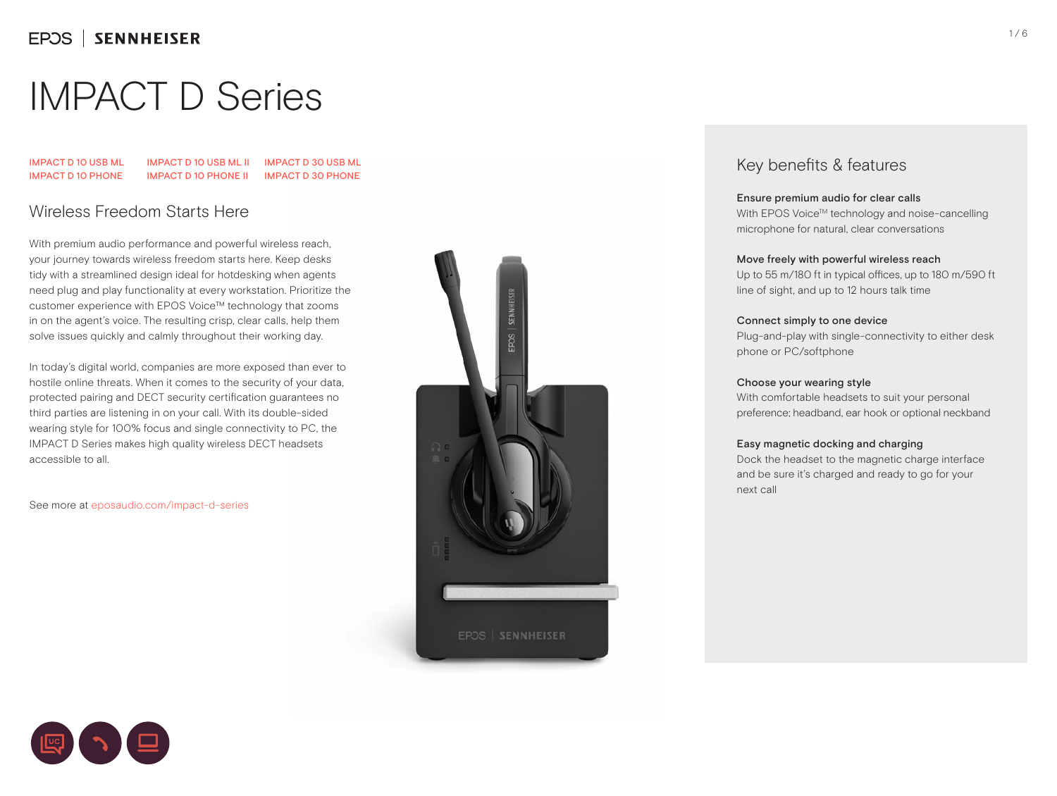EPOS | SENNHEISER

# IMPACT D Series

IMPACT D 10 USB ML
IMPACT D 10 PHONE
IMPACT D 10 USB ML II
IMPACT D 10 PHONE II
IMPACT D 30 USB ML
IMPACT D 30 PHONE

## Wireless Freedom Starts Here

With premium audio performance and powerful wireless reach, your journey towards wireless freedom starts here. Keep desks tidy with a streamlined design ideal for hotdesking when agents need plug and play functionality at every workstation. Prioritize the customer experience with EPOS Voice™ technology that zooms in on the agent's voice. The resulting crisp, clear calls, help them solve issues quickly and calmly throughout their working day.

In today's digital world, companies are more exposed than ever to hostile online threats. When it comes to the security of your data, protected pairing and DECT security certification guarantees no third parties are listening in on your call. With its double-sided wearing style for 100% focus and single connectivity to PC, the IMPACT D Series makes high quality wireless DECT headsets accessible to all.

See more at eposaudio.com/impact-d-series

## Key benefits & features

**Ensure premium audio for clear calls**
With EPOS Voice™ technology and noise-cancelling microphone for natural, clear conversations

**Move freely with powerful wireless reach**
Up to 55 m/180 ft in typical offices, up to 180 m/590 ft line of sight, and up to 12 hours talk time

**Connect simply to one device**
Plug-and-play with single-connectivity to either desk phone or PC/softphone

**Choose your wearing style**
With comfortable headsets to suit your personal preference; headband, ear hook or optional neckband

**Easy magnetic docking and charging**
Dock the headset to the magnetic charge interface and be sure it's charged and ready to go for your next call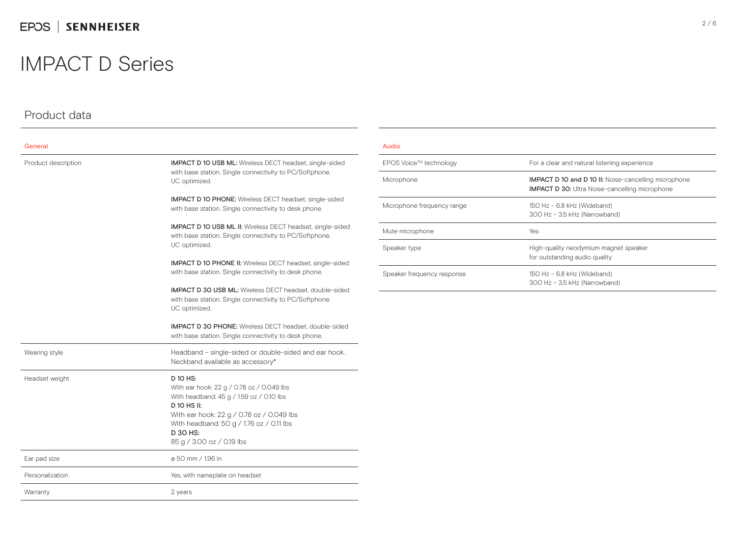# IMPACT D Series

## Product data

| General | |
|---|---|
| Product description | **IMPACT D 10 USB ML:** Wireless DECT headset, single-sided with base station. Single connectivity to PC/Softphone. UC optimized.<br><br>**IMPACT D 10 PHONE:** Wireless DECT headset, single-sided with base station. Single connectivity to desk phone.<br><br>**IMPACT D 10 USB ML II:** Wireless DECT headset, single-sided with base station. Single connectivity to PC/Softphone. UC optimized.<br><br>**IMPACT D 10 PHONE II:** Wireless DECT headset, single-sided with base station. Single connectivity to desk phone.<br><br>**IMPACT D 30 USB ML:** Wireless DECT headset, double-sided with base station. Single connectivity to PC/Softphone. UC optimized.<br><br>**IMPACT D 30 PHONE:** Wireless DECT headset, double-sided with base station. Single connectivity to desk phone. |
| Wearing style | Headband – single-sided or double-sided and ear hook. Neckband available as accessory* |
| Headset weight | **D 10 HS:**<br>With ear hook: 22 g / 0.78 oz / 0.049 lbs<br>With headband: 45 g / 1.59 oz / 0.10 lbs<br>**D 10 HS II:**<br>With ear hook: 22 g / 0.78 oz / 0.049 lbs<br>With headband: 50 g / 1.76 oz / 0.11 lbs<br>**D 30 HS:**<br>85 g / 3.00 oz / 0.19 lbs |
| Ear pad size | ø 50 mm / 1.96 in |
| Personalization | Yes, with nameplate on headset |
| Warranty | 2 years |

| Audio | |
|---|---|
| EPOS Voice™ technology | For a clear and natural listening experience |
| Microphone | **IMPACT D 10 and D 10 II:** Noise-cancelling microphone<br>**IMPACT D 30:** Ultra Noise-cancelling microphone |
| Microphone frequency range | 150 Hz – 6.8 kHz (Wideband)<br>300 Hz – 3.5 kHz (Narrowband) |
| Mute microphone | Yes |
| Speaker type | High-quality neodymium magnet speaker for outstanding audio quality |
| Speaker frequency response | 150 Hz – 6.8 kHz (Wideband)<br>300 Hz – 3.5 kHz (Narrowband) |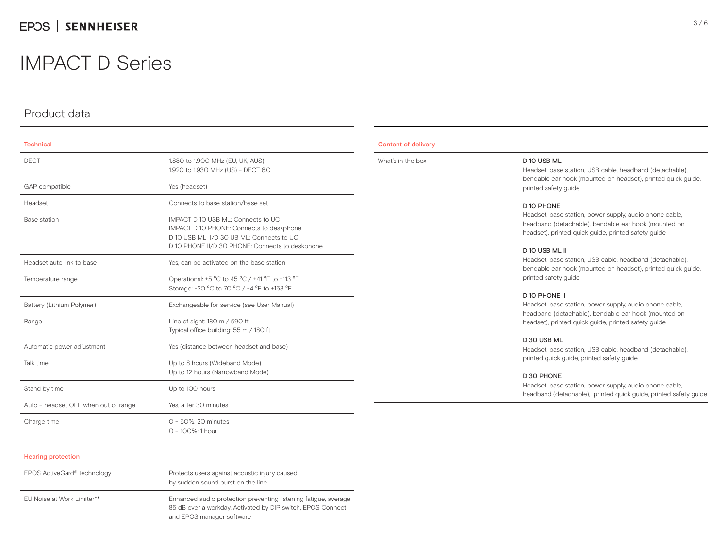# IMPACT D Series

## Product data

| Technical | |
|---|---|
| DECT | 1.880 to 1.900 MHz (EU, UK, AUS)<br>1.920 to 1.930 MHz (US) - DECT 6.0 |
| GAP compatible | Yes (headset) |
| Headset | Connects to base station/base set |
| Base station | IMPACT D 10 USB ML: Connects to UC<br>IMPACT D 10 PHONE: Connects to deskphone<br>D 10 USB ML II/D 30 UB ML: Connects to UC<br>D 10 PHONE II/D 30 PHONE: Connects to deskphone |
| Headset auto link to base | Yes, can be activated on the base station |
| Temperature range | Operational: +5 °C to 45 °C / +41 °F to +113 °F<br>Storage: -20 °C to 70 °C / -4 °F to +158 °F |
| Battery (Lithium Polymer) | Exchangeable for service (see User Manual) |
| Range | Line of sight: 180 m / 590 ft<br>Typical office building: 55 m / 180 ft |
| Automatic power adjustment | Yes (distance between headset and base) |
| Talk time | Up to 8 hours (Wideband Mode)<br>Up to 12 hours (Narrowband Mode) |
| Stand by time | Up to 100 hours |
| Auto - headset OFF when out of range | Yes, after 30 minutes |
| Charge time | 0 - 50%: 20 minutes<br>0 - 100%: 1 hour |

| Hearing protection | |
|---|---|
| EPOS ActiveGard® technology | Protects users against acoustic injury caused by sudden sound burst on the line |
| EU Noise at Work Limiter** | Enhanced audio protection preventing listening fatigue, average 85 dB over a workday. Activated by DIP switch, EPOS Connect and EPOS manager software |

| Content of delivery | |
|---|---|
| What's in the box | **D 10 USB ML**<br>Headset, base station, USB cable, headband (detachable), bendable ear hook (mounted on headset), printed quick guide, printed safety guide<br><br>**D 10 PHONE**<br>Headset, base station, power supply, audio phone cable, headband (detachable), bendable ear hook (mounted on headset), printed quick guide, printed safety guide<br><br>**D 10 USB ML II**<br>Headset, base station, USB cable, headband (detachable), bendable ear hook (mounted on headset), printed quick guide, printed safety guide<br><br>**D 10 PHONE II**<br>Headset, base station, power supply, audio phone cable, headband (detachable), bendable ear hook (mounted on headset), printed quick guide, printed safety guide<br><br>**D 30 USB ML**<br>Headset, base station, USB cable, headband (detachable), printed quick guide, printed safety guide<br><br>**D 30 PHONE**<br>Headset, base station, power supply, audio phone cable, headband (detachable), printed quick guide, printed safety guide |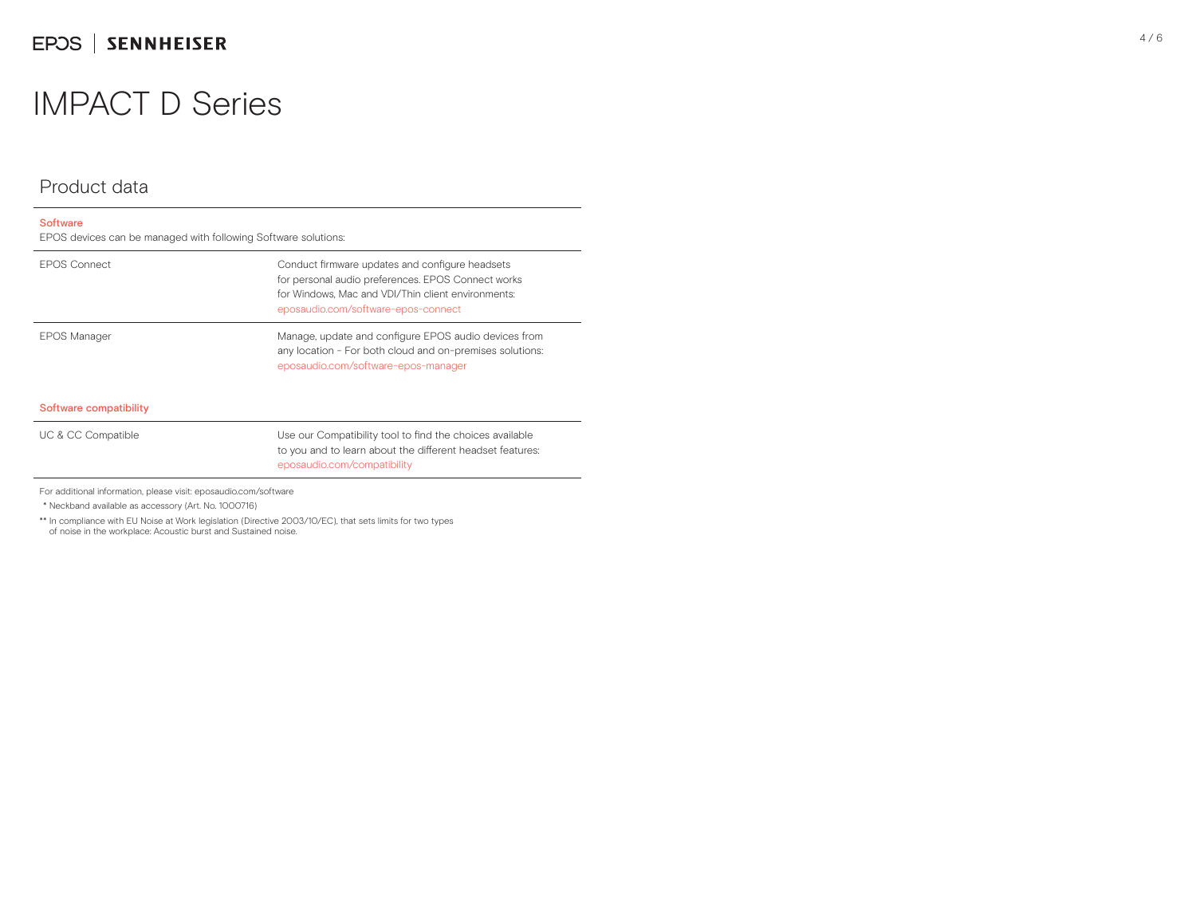# IMPACT D Series

## Product data

**Software**

EPOS devices can be managed with following Software solutions:

| | |
|---|---|
| EPOS Connect | Conduct firmware updates and configure headsets for personal audio preferences. EPOS Connect works for Windows, Mac and VDI/Thin client environments: eposaudio.com/software-epos-connect |
| EPOS Manager | Manage, update and configure EPOS audio devices from any location - For both cloud and on-premises solutions: eposaudio.com/software-epos-manager |

**Software compatibility**

| | |
|---|---|
| UC & CC Compatible | Use our Compatibility tool to find the choices available to you and to learn about the different headset features: eposaudio.com/compatibility |

For additional information, please visit: eposaudio.com/software

\* Neckband available as accessory (Art. No. 1000716)

\*\* In compliance with EU Noise at Work legislation (Directive 2003/10/EC), that sets limits for two types of noise in the workplace: Acoustic burst and Sustained noise.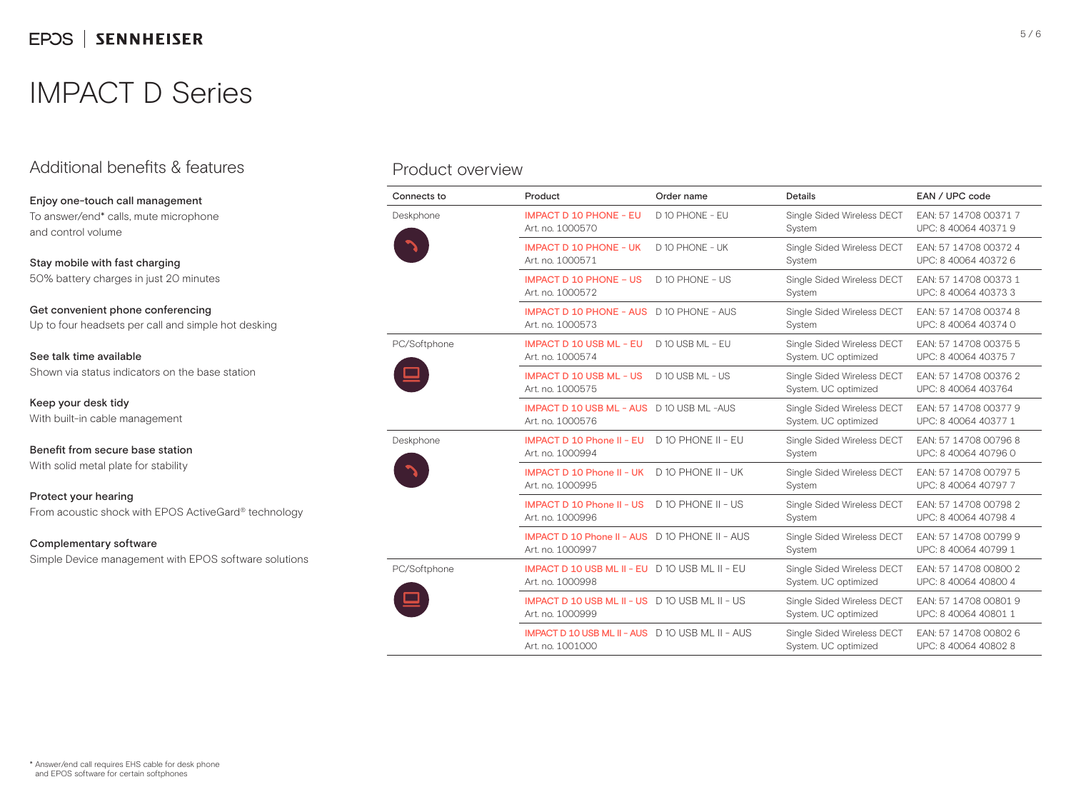# IMPACT D Series

## Additional benefits & features

**Enjoy one-touch call management**
To answer/end* calls, mute microphone and control volume

**Stay mobile with fast charging**
50% battery charges in just 20 minutes

**Get convenient phone conferencing**
Up to four headsets per call and simple hot desking

**See talk time available**
Shown via status indicators on the base station

**Keep your desk tidy**
With built-in cable management

**Benefit from secure base station**
With solid metal plate for stability

**Protect your hearing**
From acoustic shock with EPOS ActiveGard® technology

**Complementary software**
Simple Device management with EPOS software solutions

## Product overview

| Connects to | Product | Order name | Details | EAN / UPC code |
|---|---|---|---|---|
| Deskphone | IMPACT D 10 PHONE - EU<br>Art. no. 1000570 | D 10 PHONE - EU | Single Sided Wireless DECT System | EAN: 57 14708 00371 7<br>UPC: 8 40064 40371 9 |
| | IMPACT D 10 PHONE - UK<br>Art. no. 1000571 | D 10 PHONE - UK | Single Sided Wireless DECT System | EAN: 57 14708 00372 4<br>UPC: 8 40064 40372 6 |
| | IMPACT D 10 PHONE - US<br>Art. no. 1000572 | D 10 PHONE - US | Single Sided Wireless DECT System | EAN: 57 14708 00373 1<br>UPC: 8 40064 40373 3 |
| | IMPACT D 10 PHONE - AUS<br>Art. no. 1000573 | D 10 PHONE - AUS | Single Sided Wireless DECT System | EAN: 57 14708 00374 8<br>UPC: 8 40064 40374 0 |
| PC/Softphone | IMPACT D 10 USB ML - EU<br>Art. no. 1000574 | D 10 USB ML - EU | Single Sided Wireless DECT System. UC optimized | EAN: 57 14708 00375 5<br>UPC: 8 40064 40375 7 |
| | IMPACT D 10 USB ML - US<br>Art. no. 1000575 | D 10 USB ML - US | Single Sided Wireless DECT System. UC optimized | EAN: 57 14708 00376 2<br>UPC: 8 40064 403764 |
| | IMPACT D 10 USB ML - AUS<br>Art. no. 1000576 | D 10 USB ML -AUS | Single Sided Wireless DECT System. UC optimized | EAN: 57 14708 00377 9<br>UPC: 8 40064 40377 1 |
| Deskphone | IMPACT D 10 Phone II - EU<br>Art. no. 1000994 | D 10 PHONE II - EU | Single Sided Wireless DECT System | EAN: 57 14708 00796 8<br>UPC: 8 40064 40796 0 |
| | IMPACT D 10 Phone II - UK<br>Art. no. 1000995 | D 10 PHONE II - UK | Single Sided Wireless DECT System | EAN: 57 14708 00797 5<br>UPC: 8 40064 40797 7 |
| | IMPACT D 10 Phone II - US<br>Art. no. 1000996 | D 10 PHONE II - US | Single Sided Wireless DECT System | EAN: 57 14708 00798 2<br>UPC: 8 40064 40798 4 |
| | IMPACT D 10 Phone II - AUS<br>Art. no. 1000997 | D 10 PHONE II - AUS | Single Sided Wireless DECT System | EAN: 57 14708 00799 9<br>UPC: 8 40064 40799 1 |
| PC/Softphone | IMPACT D 10 USB ML II - EU<br>Art. no. 1000998 | D 10 USB ML II - EU | Single Sided Wireless DECT System. UC optimized | EAN: 57 14708 00800 2<br>UPC: 8 40064 40800 4 |
| | IMPACT D 10 USB ML II - US<br>Art. no. 1000999 | D 10 USB ML II - US | Single Sided Wireless DECT System. UC optimized | EAN: 57 14708 00801 9<br>UPC: 8 40064 40801 1 |
| | IMPACT D 10 USB ML II - AUS<br>Art. no. 1001000 | D 10 USB ML II - AUS | Single Sided Wireless DECT System. UC optimized | EAN: 57 14708 00802 6<br>UPC: 8 40064 40802 8 |

* Answer/end call requires EHS cable for desk phone and EPOS software for certain softphones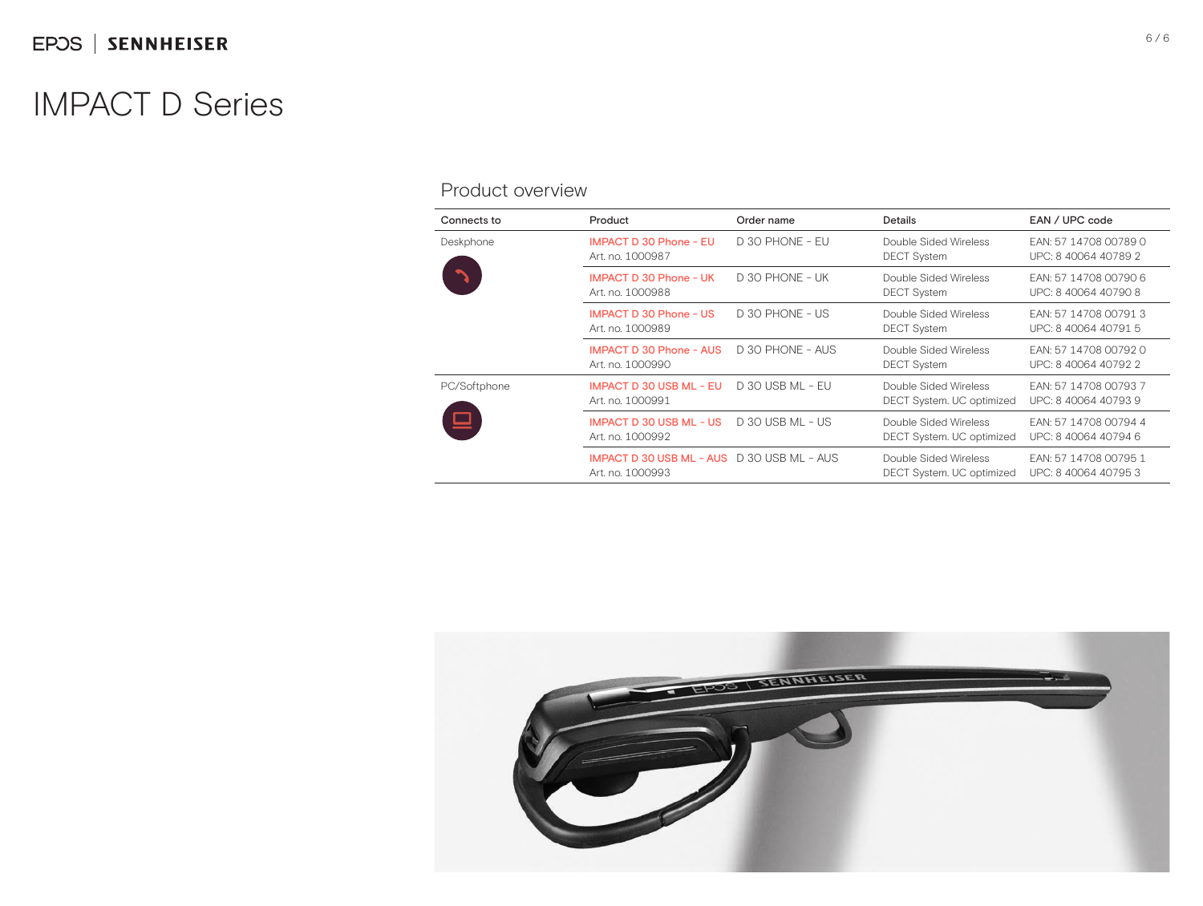# IMPACT D Series

## Product overview

| Connects to | Product | Order name | Details | EAN / UPC code |
|---|---|---|---|---|
| Deskphone | IMPACT D 30 Phone - EU<br>Art. no. 1000987 | D 30 PHONE - EU | Double Sided Wireless DECT System | EAN: 57 14708 00789 0<br>UPC: 8 40064 40789 2 |
| | IMPACT D 30 Phone - UK<br>Art. no. 1000988 | D 30 PHONE - UK | Double Sided Wireless DECT System | EAN: 57 14708 00790 6<br>UPC: 8 40064 40790 8 |
| | IMPACT D 30 Phone - US<br>Art. no. 1000989 | D 30 PHONE - US | Double Sided Wireless DECT System | EAN: 57 14708 00791 3<br>UPC: 8 40064 40791 5 |
| | IMPACT D 30 Phone - AUS<br>Art. no. 1000990 | D 30 PHONE - AUS | Double Sided Wireless DECT System | EAN: 57 14708 00792 0<br>UPC: 8 40064 40792 2 |
| PC/Softphone | IMPACT D 30 USB ML - EU<br>Art. no. 1000991 | D 30 USB ML - EU | Double Sided Wireless DECT System. UC optimized | EAN: 57 14708 00793 7<br>UPC: 8 40064 40793 9 |
| | IMPACT D 30 USB ML - US<br>Art. no. 1000992 | D 30 USB ML - US | Double Sided Wireless DECT System. UC optimized | EAN: 57 14708 00794 4<br>UPC: 8 40064 40794 6 |
| | IMPACT D 30 USB ML - AUS<br>Art. no. 1000993 | D 30 USB ML - AUS | Double Sided Wireless DECT System. UC optimized | EAN: 57 14708 00795 1<br>UPC: 8 40064 40795 3 |